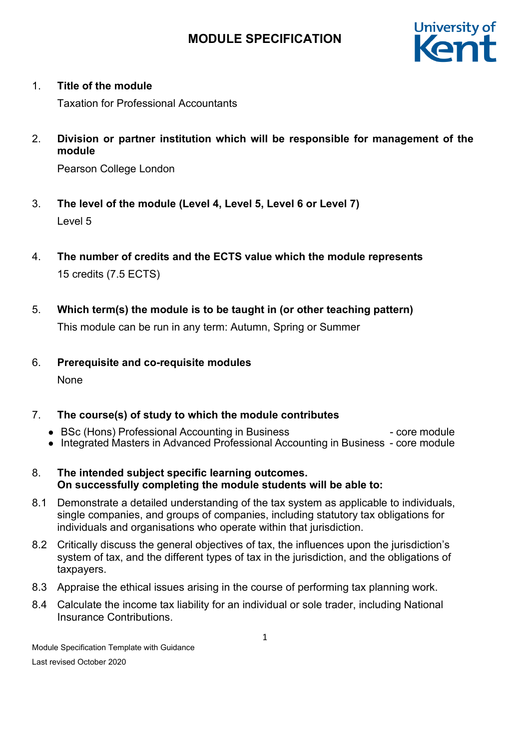# MODULE SPECIFICATION

1. **Title of the module**

   Taxation for Professional Accountants

2. **Division or partner institution which will be responsible for management of the module**

   Pearson College London

3. **The level of the module (Level 4, Level 5, Level 6 or Level 7)**

   Level 5

4. **The number of credits and the ECTS value which the module represents**

   15 credits (7.5 ECTS)

5. **Which term(s) the module is to be taught in (or other teaching pattern)**

   This module can be run in any term: Autumn, Spring or Summer

6. **Prerequisite and co-requisite modules**

   None

7. **The course(s) of study to which the module contributes**

   - BSc (Hons) Professional Accounting in Business - core module
   - Integrated Masters in Advanced Professional Accounting in Business - core module

8. **The intended subject specific learning outcomes.**
   **On successfully completing the module students will be able to:**

8.1 Demonstrate a detailed understanding of the tax system as applicable to individuals, single companies, and groups of companies, including statutory tax obligations for individuals and organisations who operate within that jurisdiction.

8.2 Critically discuss the general objectives of tax, the influences upon the jurisdiction's system of tax, and the different types of tax in the jurisdiction, and the obligations of taxpayers.

8.3 Appraise the ethical issues arising in the course of performing tax planning work.

8.4 Calculate the income tax liability for an individual or sole trader, including National Insurance Contributions.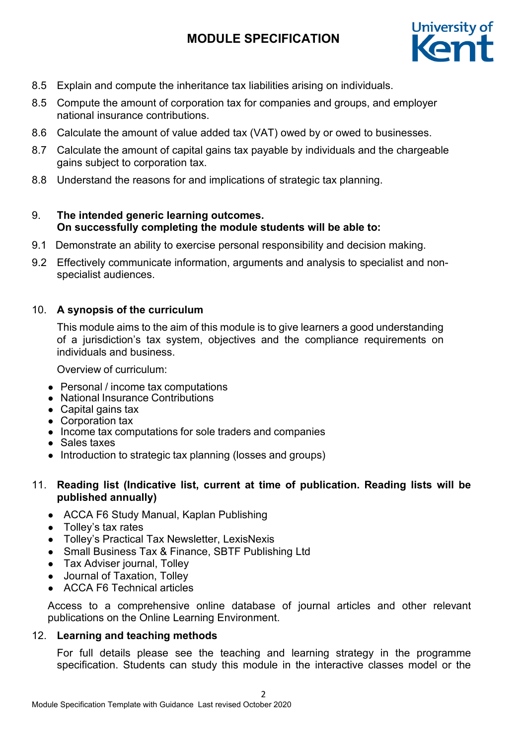8.5 Explain and compute the inheritance tax liabilities arising on individuals.

8.5 Compute the amount of corporation tax for companies and groups, and employer national insurance contributions.

8.6 Calculate the amount of value added tax (VAT) owed by or owed to businesses.

8.7 Calculate the amount of capital gains tax payable by individuals and the chargeable gains subject to corporation tax.

8.8 Understand the reasons for and implications of strategic tax planning.

## 9. The intended generic learning outcomes. On successfully completing the module students will be able to:

9.1 Demonstrate an ability to exercise personal responsibility and decision making.

9.2 Effectively communicate information, arguments and analysis to specialist and non-specialist audiences.

## 10. A synopsis of the curriculum

This module aims to the aim of this module is to give learners a good understanding of a jurisdiction's tax system, objectives and the compliance requirements on individuals and business.

Overview of curriculum:

- Personal / income tax computations
- National Insurance Contributions
- Capital gains tax
- Corporation tax
- Income tax computations for sole traders and companies
- Sales taxes
- Introduction to strategic tax planning (losses and groups)

## 11. Reading list (Indicative list, current at time of publication. Reading lists will be published annually)

- ACCA F6 Study Manual, Kaplan Publishing
- Tolley's tax rates
- Tolley's Practical Tax Newsletter, LexisNexis
- Small Business Tax & Finance, SBTF Publishing Ltd
- Tax Adviser journal, Tolley
- Journal of Taxation, Tolley
- ACCA F6 Technical articles

Access to a comprehensive online database of journal articles and other relevant publications on the Online Learning Environment.

## 12. Learning and teaching methods

For full details please see the teaching and learning strategy in the programme specification. Students can study this module in the interactive classes model or the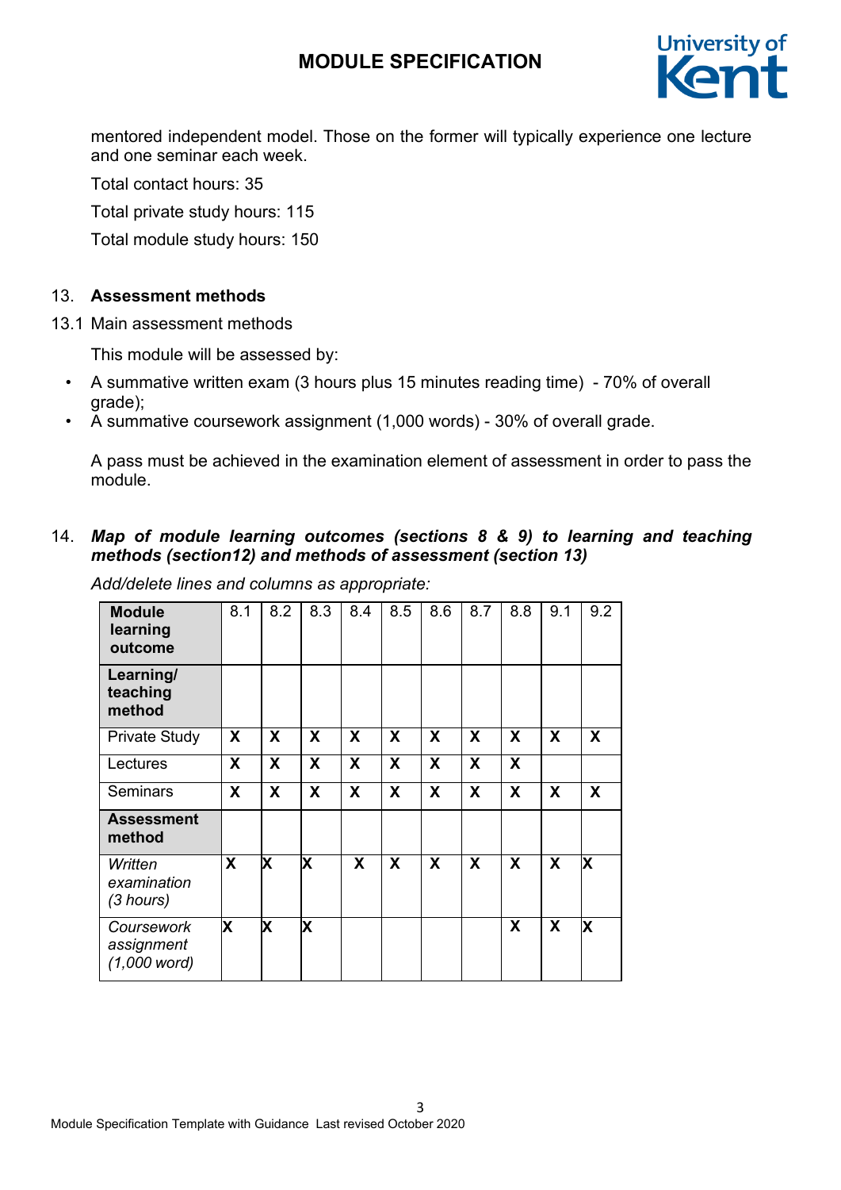mentored independent model. Those on the former will typically experience one lecture and one seminar each week.

Total contact hours: 35

Total private study hours: 115

Total module study hours: 150

13. **Assessment methods**

13.1 Main assessment methods

This module will be assessed by:

- A summative written exam (3 hours plus 15 minutes reading time) - 70% of overall grade);
- A summative coursework assignment (1,000 words) - 30% of overall grade.

A pass must be achieved in the examination element of assessment in order to pass the module.

14. ***Map of module learning outcomes (sections 8 & 9) to learning and teaching methods (section12) and methods of assessment (section 13)***

*Add/delete lines and columns as appropriate:*

| **Module learning outcome** | 8.1 | 8.2 | 8.3 | 8.4 | 8.5 | 8.6 | 8.7 | 8.8 | 9.1 | 9.2 |
|---|---|---|---|---|---|---|---|---|---|---|
| **Learning/ teaching method** | | | | | | | | | | |
| Private Study | **X** | **X** | **X** | **X** | **X** | **X** | **X** | **X** | **X** | **X** |
| Lectures | **X** | **X** | **X** | **X** | **X** | **X** | **X** | **X** | | |
| Seminars | **X** | **X** | **X** | **X** | **X** | **X** | **X** | **X** | **X** | **X** |
| **Assessment method** | | | | | | | | | | |
| *Written examination (3 hours)* | **X** | **X** | **X** | **X** | **X** | **X** | **X** | **X** | **X** | **X** |
| *Coursework assignment (1,000 word)* | **X** | **X** | **X** | | | | | **X** | **X** | **X** |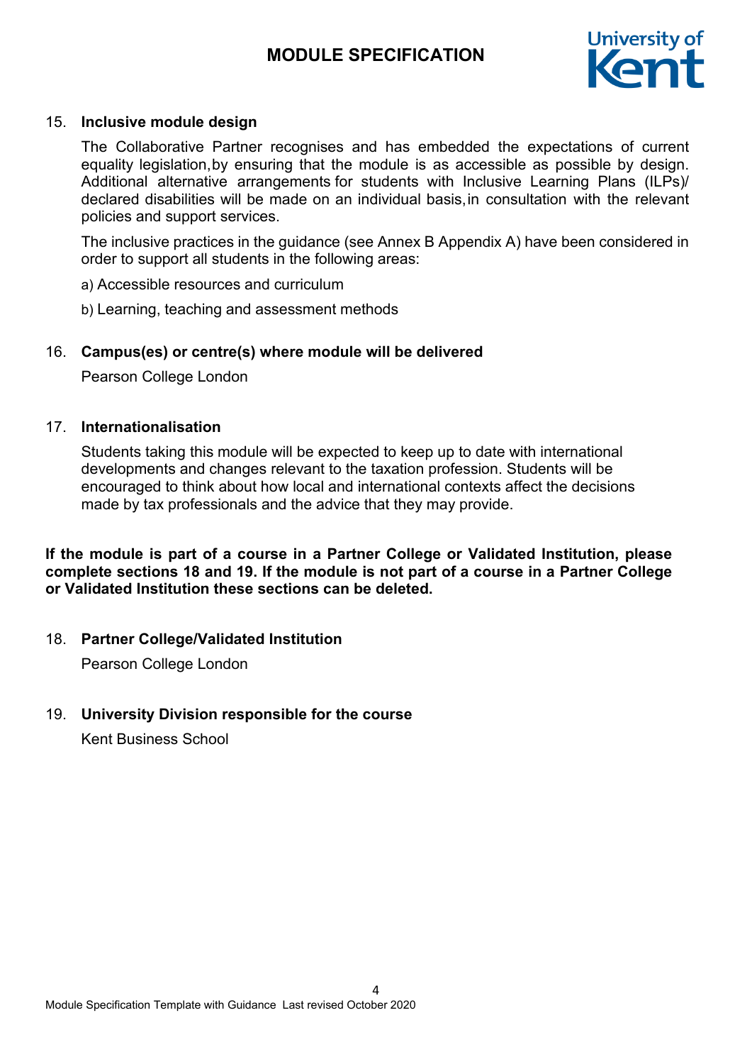15. **Inclusive module design**

    The Collaborative Partner recognises and has embedded the expectations of current equality legislation, by ensuring that the module is as accessible as possible by design. Additional alternative arrangements for students with Inclusive Learning Plans (ILPs)/ declared disabilities will be made on an individual basis, in consultation with the relevant policies and support services.

    The inclusive practices in the guidance (see Annex B Appendix A) have been considered in order to support all students in the following areas:

    a) Accessible resources and curriculum

    b) Learning, teaching and assessment methods

16. **Campus(es) or centre(s) where module will be delivered**

    Pearson College London

17. **Internationalisation**

    Students taking this module will be expected to keep up to date with international developments and changes relevant to the taxation profession. Students will be encouraged to think about how local and international contexts affect the decisions made by tax professionals and the advice that they may provide.

**If the module is part of a course in a Partner College or Validated Institution, please complete sections 18 and 19. If the module is not part of a course in a Partner College or Validated Institution these sections can be deleted.**

18. **Partner College/Validated Institution**

    Pearson College London

19. **University Division responsible for the course**

    Kent Business School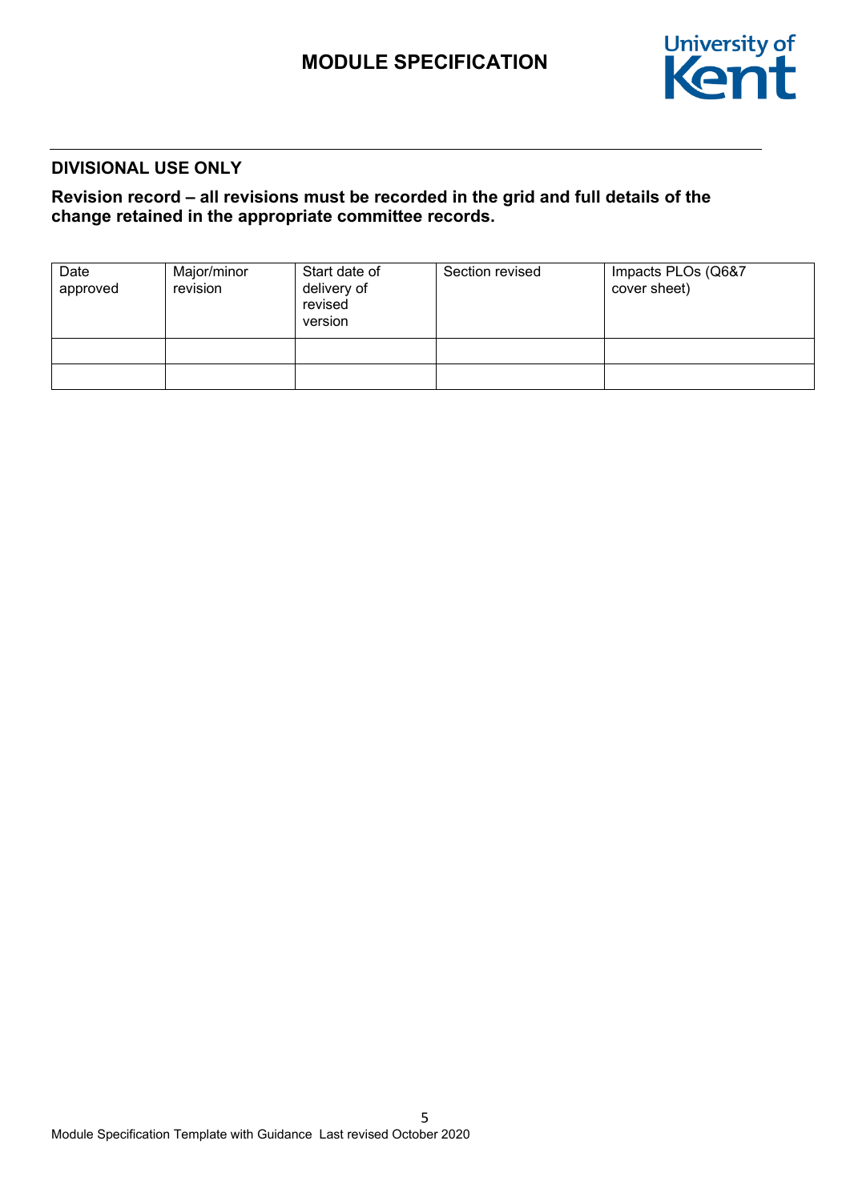## DIVISIONAL USE ONLY

**Revision record – all revisions must be recorded in the grid and full details of the change retained in the appropriate committee records.**

| Date approved | Major/minor revision | Start date of delivery of revised version | Section revised | Impacts PLOs (Q6&7 cover sheet) |
|---|---|---|---|---|
| | | | | |
| | | | | |